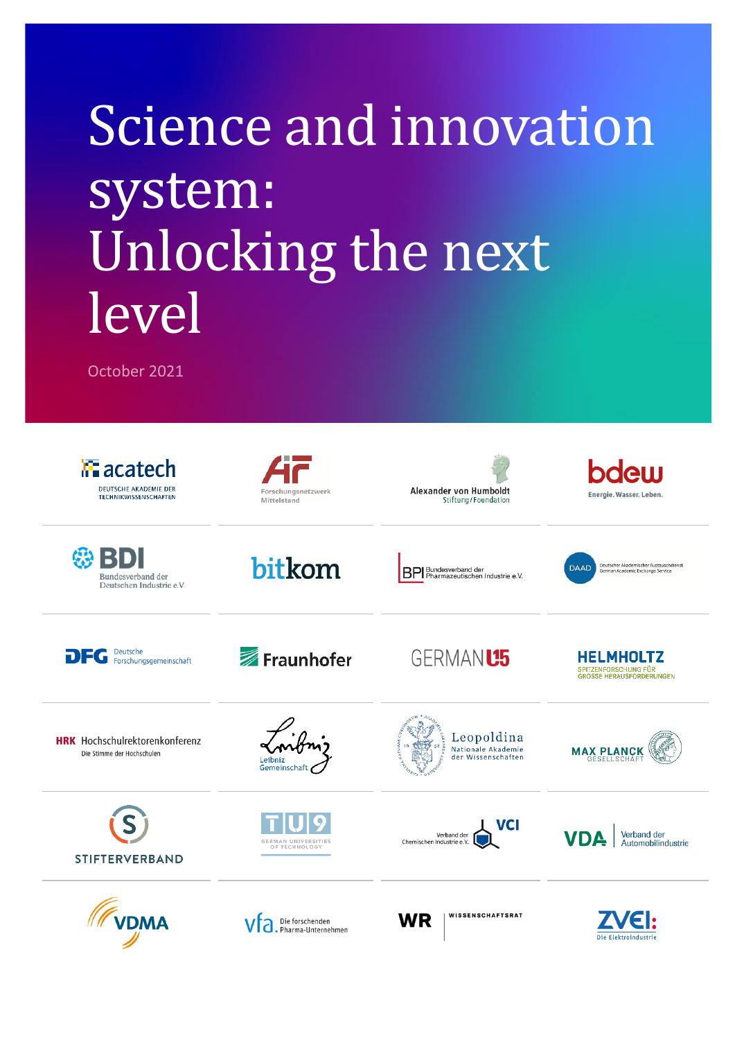# Science and innovation system: Unlocking the next level

October 2021

acatech DEUTSCHE AKADEMIE DER TECHNIKWISSENSCHAFTEN

AiF Forschungsnetzwerk Mittelstand

Alexander von Humboldt Stiftung/Foundation

bdew Energie. Wasser. Leben.

BDI Bundesverband der Deutschen Industrie e.V

bitkom

BPI Bundesverband der Pharmazeutischen Industrie e.V.

DAAD Deutscher Akademischer Austauschdienst German Academic Exchange Service

DFG Deutsche Forschungsgemeinschaft

Fraunhofer

GERMAN U15

HELMHOLTZ SPITZENFORSCHUNG FÜR GROSSE HERAUSFORDERUNGEN

HRK Hochschulrektorenkonferenz Die Stimme der Hochschulen

Leibniz Gemeinschaft

Leopoldina Nationale Akademie der Wissenschaften

MAX PLANCK GESELLSCHAFT

STIFTERVERBAND

TU9 GERMAN UNIVERSITIES OF TECHNOLOGY

VCI Verband der Chemischen Industrie e.V.

VDA Verband der Automobilindustrie

VDMA

vfa. Die forschenden Pharma-Unternehmen

WR WISSENSCHAFTSRAT

ZVEI: Die Elektroindustrie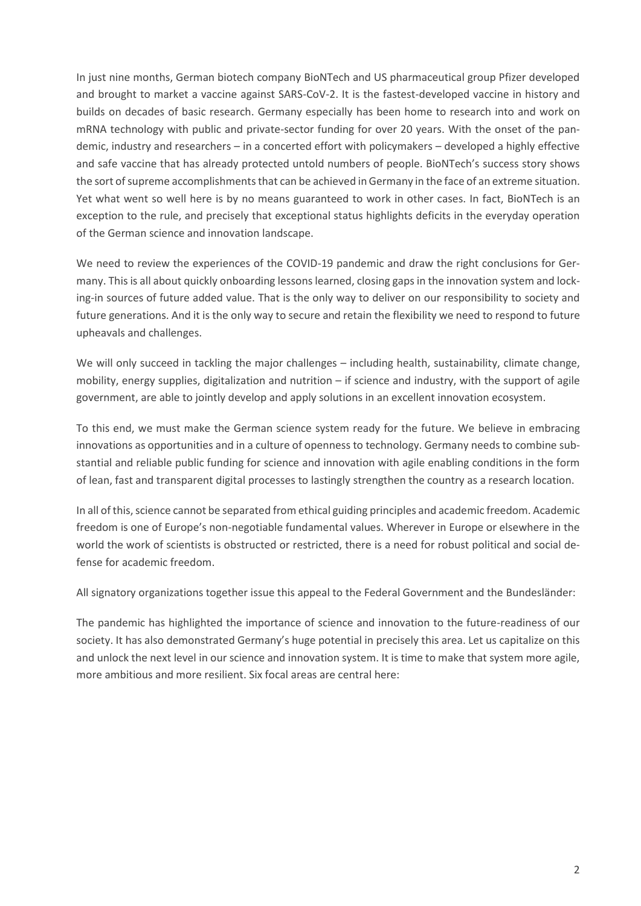In just nine months, German biotech company BioNTech and US pharmaceutical group Pfizer developed and brought to market a vaccine against SARS-CoV-2. It is the fastest-developed vaccine in history and builds on decades of basic research. Germany especially has been home to research into and work on mRNA technology with public and private-sector funding for over 20 years. With the onset of the pandemic, industry and researchers – in a concerted effort with policymakers – developed a highly effective and safe vaccine that has already protected untold numbers of people. BioNTech's success story shows the sort of supreme accomplishments that can be achieved in Germany in the face of an extreme situation. Yet what went so well here is by no means guaranteed to work in other cases. In fact, BioNTech is an exception to the rule, and precisely that exceptional status highlights deficits in the everyday operation of the German science and innovation landscape.

We need to review the experiences of the COVID-19 pandemic and draw the right conclusions for Germany. This is all about quickly onboarding lessons learned, closing gaps in the innovation system and locking-in sources of future added value. That is the only way to deliver on our responsibility to society and future generations. And it is the only way to secure and retain the flexibility we need to respond to future upheavals and challenges.

We will only succeed in tackling the major challenges – including health, sustainability, climate change, mobility, energy supplies, digitalization and nutrition – if science and industry, with the support of agile government, are able to jointly develop and apply solutions in an excellent innovation ecosystem.

To this end, we must make the German science system ready for the future. We believe in embracing innovations as opportunities and in a culture of openness to technology. Germany needs to combine substantial and reliable public funding for science and innovation with agile enabling conditions in the form of lean, fast and transparent digital processes to lastingly strengthen the country as a research location.

In all of this, science cannot be separated from ethical guiding principles and academic freedom. Academic freedom is one of Europe's non-negotiable fundamental values. Wherever in Europe or elsewhere in the world the work of scientists is obstructed or restricted, there is a need for robust political and social defense for academic freedom.

All signatory organizations together issue this appeal to the Federal Government and the Bundesländer:

The pandemic has highlighted the importance of science and innovation to the future-readiness of our society. It has also demonstrated Germany's huge potential in precisely this area. Let us capitalize on this and unlock the next level in our science and innovation system. It is time to make that system more agile, more ambitious and more resilient. Six focal areas are central here: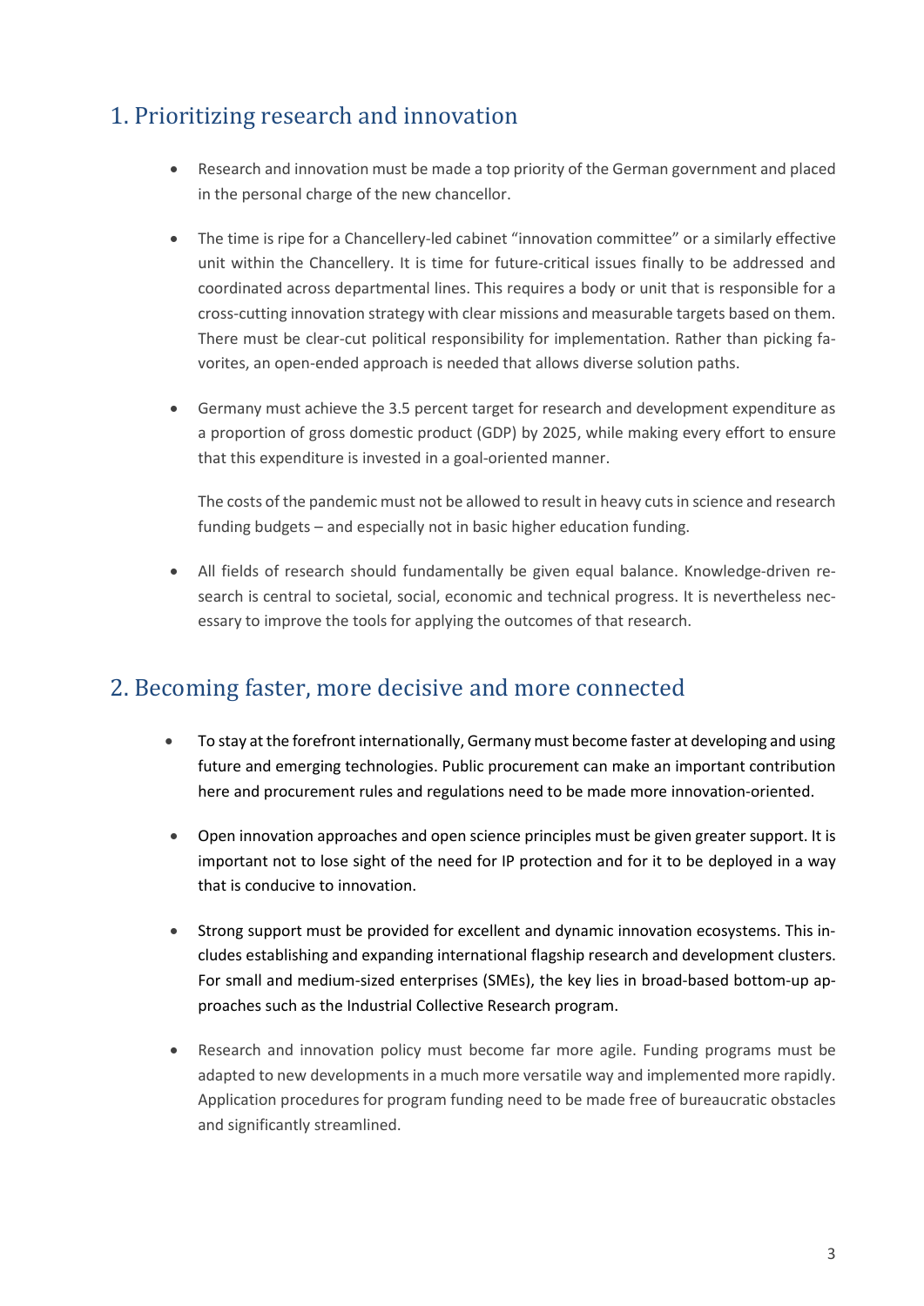## 1. Prioritizing research and innovation

- Research and innovation must be made a top priority of the German government and placed in the personal charge of the new chancellor.

- The time is ripe for a Chancellery-led cabinet "innovation committee" or a similarly effective unit within the Chancellery. It is time for future-critical issues finally to be addressed and coordinated across departmental lines. This requires a body or unit that is responsible for a cross-cutting innovation strategy with clear missions and measurable targets based on them. There must be clear-cut political responsibility for implementation. Rather than picking favorites, an open-ended approach is needed that allows diverse solution paths.

- Germany must achieve the 3.5 percent target for research and development expenditure as a proportion of gross domestic product (GDP) by 2025, while making every effort to ensure that this expenditure is invested in a goal-oriented manner.

  The costs of the pandemic must not be allowed to result in heavy cuts in science and research funding budgets – and especially not in basic higher education funding.

- All fields of research should fundamentally be given equal balance. Knowledge-driven research is central to societal, social, economic and technical progress. It is nevertheless necessary to improve the tools for applying the outcomes of that research.

## 2. Becoming faster, more decisive and more connected

- To stay at the forefront internationally, Germany must become faster at developing and using future and emerging technologies. Public procurement can make an important contribution here and procurement rules and regulations need to be made more innovation-oriented.

- Open innovation approaches and open science principles must be given greater support. It is important not to lose sight of the need for IP protection and for it to be deployed in a way that is conducive to innovation.

- Strong support must be provided for excellent and dynamic innovation ecosystems. This includes establishing and expanding international flagship research and development clusters. For small and medium-sized enterprises (SMEs), the key lies in broad-based bottom-up approaches such as the Industrial Collective Research program.

- Research and innovation policy must become far more agile. Funding programs must be adapted to new developments in a much more versatile way and implemented more rapidly. Application procedures for program funding need to be made free of bureaucratic obstacles and significantly streamlined.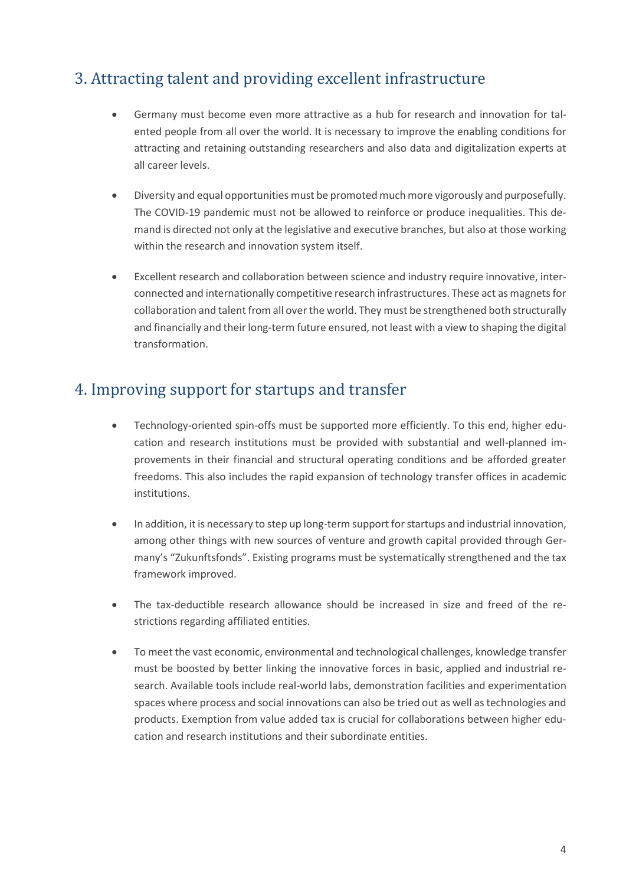## 3. Attracting talent and providing excellent infrastructure

- Germany must become even more attractive as a hub for research and innovation for talented people from all over the world. It is necessary to improve the enabling conditions for attracting and retaining outstanding researchers and also data and digitalization experts at all career levels.

- Diversity and equal opportunities must be promoted much more vigorously and purposefully. The COVID-19 pandemic must not be allowed to reinforce or produce inequalities. This demand is directed not only at the legislative and executive branches, but also at those working within the research and innovation system itself.

- Excellent research and collaboration between science and industry require innovative, interconnected and internationally competitive research infrastructures. These act as magnets for collaboration and talent from all over the world. They must be strengthened both structurally and financially and their long-term future ensured, not least with a view to shaping the digital transformation.

## 4. Improving support for startups and transfer

- Technology-oriented spin-offs must be supported more efficiently. To this end, higher education and research institutions must be provided with substantial and well-planned improvements in their financial and structural operating conditions and be afforded greater freedoms. This also includes the rapid expansion of technology transfer offices in academic institutions.

- In addition, it is necessary to step up long-term support for startups and industrial innovation, among other things with new sources of venture and growth capital provided through Germany's "Zukunftsfonds". Existing programs must be systematically strengthened and the tax framework improved.

- The tax-deductible research allowance should be increased in size and freed of the restrictions regarding affiliated entities.

- To meet the vast economic, environmental and technological challenges, knowledge transfer must be boosted by better linking the innovative forces in basic, applied and industrial research. Available tools include real-world labs, demonstration facilities and experimentation spaces where process and social innovations can also be tried out as well as technologies and products. Exemption from value added tax is crucial for collaborations between higher education and research institutions and their subordinate entities.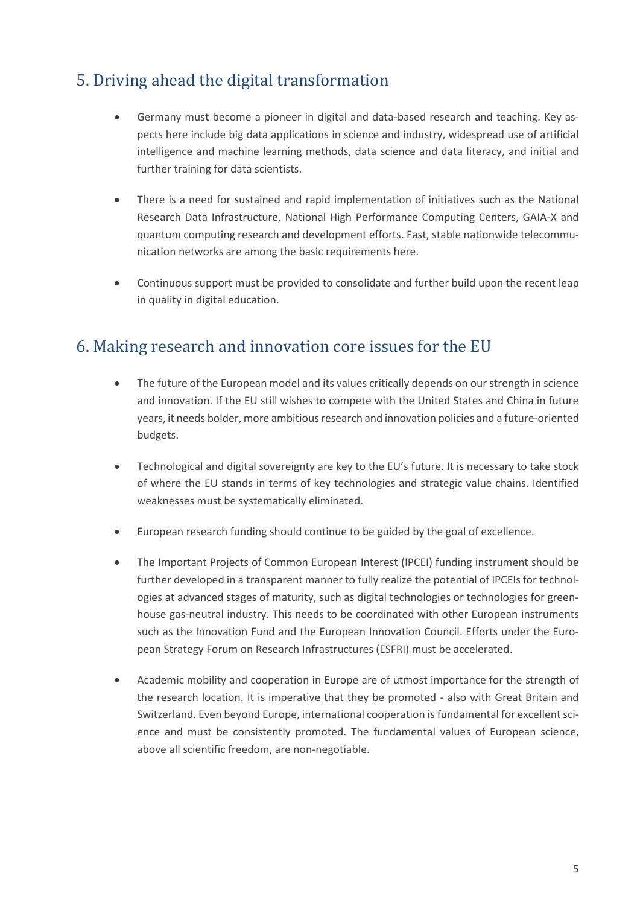## 5. Driving ahead the digital transformation

- Germany must become a pioneer in digital and data-based research and teaching. Key aspects here include big data applications in science and industry, widespread use of artificial intelligence and machine learning methods, data science and data literacy, and initial and further training for data scientists.
- There is a need for sustained and rapid implementation of initiatives such as the National Research Data Infrastructure, National High Performance Computing Centers, GAIA-X and quantum computing research and development efforts. Fast, stable nationwide telecommunication networks are among the basic requirements here.
- Continuous support must be provided to consolidate and further build upon the recent leap in quality in digital education.

## 6. Making research and innovation core issues for the EU

- The future of the European model and its values critically depends on our strength in science and innovation. If the EU still wishes to compete with the United States and China in future years, it needs bolder, more ambitious research and innovation policies and a future-oriented budgets.
- Technological and digital sovereignty are key to the EU's future. It is necessary to take stock of where the EU stands in terms of key technologies and strategic value chains. Identified weaknesses must be systematically eliminated.
- European research funding should continue to be guided by the goal of excellence.
- The Important Projects of Common European Interest (IPCEI) funding instrument should be further developed in a transparent manner to fully realize the potential of IPCEIs for technologies at advanced stages of maturity, such as digital technologies or technologies for greenhouse gas-neutral industry. This needs to be coordinated with other European instruments such as the Innovation Fund and the European Innovation Council. Efforts under the European Strategy Forum on Research Infrastructures (ESFRI) must be accelerated.
- Academic mobility and cooperation in Europe are of utmost importance for the strength of the research location. It is imperative that they be promoted - also with Great Britain and Switzerland. Even beyond Europe, international cooperation is fundamental for excellent science and must be consistently promoted. The fundamental values of European science, above all scientific freedom, are non-negotiable.